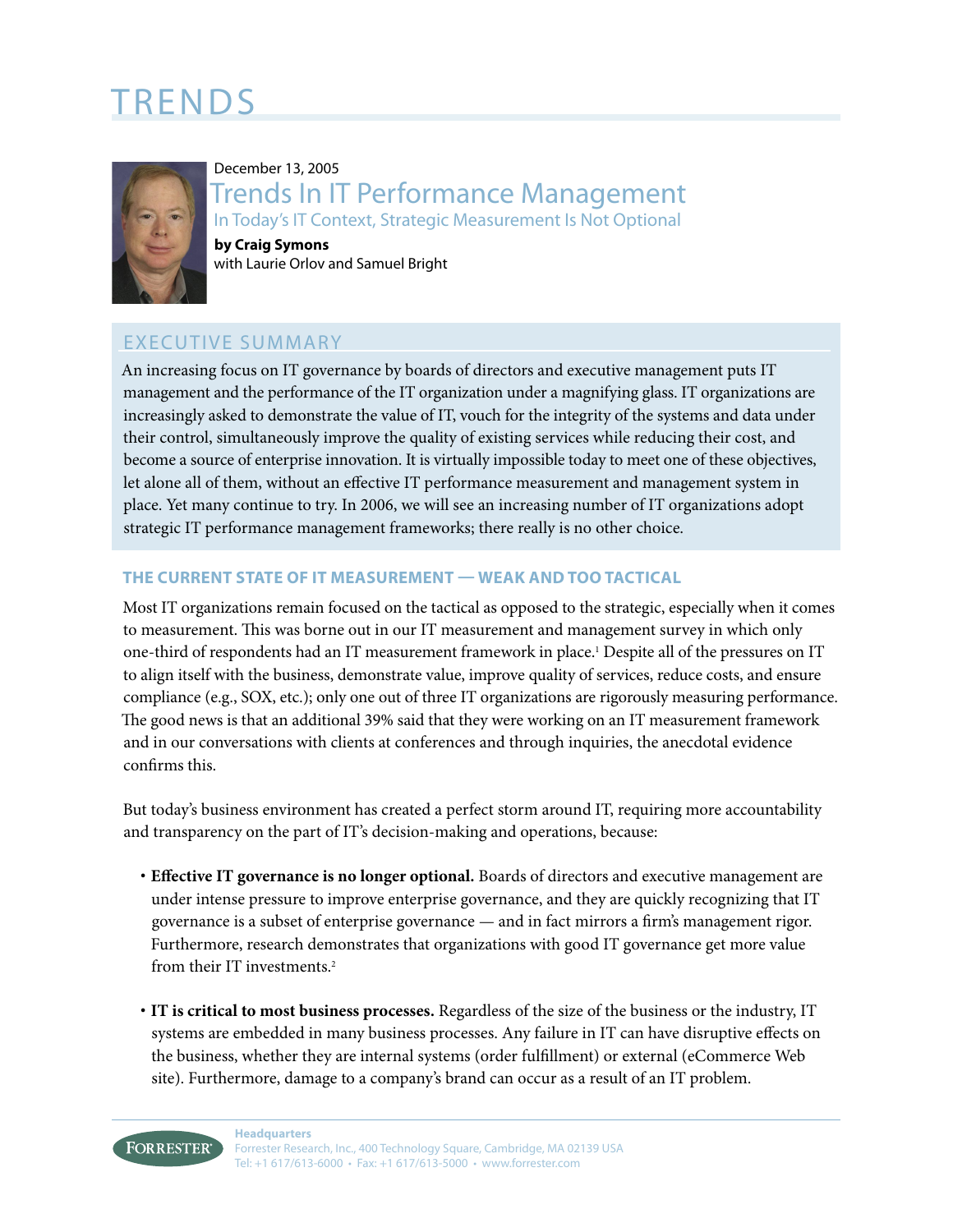# TRENDS

December 13, 2005

## Trends In IT Performance Management

### In Today's IT Context, Strategic Measurement Is Not Optional

**by Craig Symons**
with Laurie Orlov and Samuel Bright

## EXECUTIVE SUMMARY

An increasing focus on IT governance by boards of directors and executive management puts IT management and the performance of the IT organization under a magnifying glass. IT organizations are increasingly asked to demonstrate the value of IT, vouch for the integrity of the systems and data under their control, simultaneously improve the quality of existing services while reducing their cost, and become a source of enterprise innovation. It is virtually impossible today to meet one of these objectives, let alone all of them, without an effective IT performance measurement and management system in place. Yet many continue to try. In 2006, we will see an increasing number of IT organizations adopt strategic IT performance management frameworks; there really is no other choice.

## THE CURRENT STATE OF IT MEASUREMENT — WEAK AND TOO TACTICAL

Most IT organizations remain focused on the tactical as opposed to the strategic, especially when it comes to measurement. This was borne out in our IT measurement and management survey in which only one-third of respondents had an IT measurement framework in place.[1] Despite all of the pressures on IT to align itself with the business, demonstrate value, improve quality of services, reduce costs, and ensure compliance (e.g., SOX, etc.); only one out of three IT organizations are rigorously measuring performance. The good news is that an additional 39% said that they were working on an IT measurement framework and in our conversations with clients at conferences and through inquiries, the anecdotal evidence confirms this.

But today's business environment has created a perfect storm around IT, requiring more accountability and transparency on the part of IT's decision-making and operations, because:

- **Effective IT governance is no longer optional.** Boards of directors and executive management are under intense pressure to improve enterprise governance, and they are quickly recognizing that IT governance is a subset of enterprise governance — and in fact mirrors a firm's management rigor. Furthermore, research demonstrates that organizations with good IT governance get more value from their IT investments.[2]

- **IT is critical to most business processes.** Regardless of the size of the business or the industry, IT systems are embedded in many business processes. Any failure in IT can have disruptive effects on the business, whether they are internal systems (order fulfillment) or external (eCommerce Web site). Furthermore, damage to a company's brand can occur as a result of an IT problem.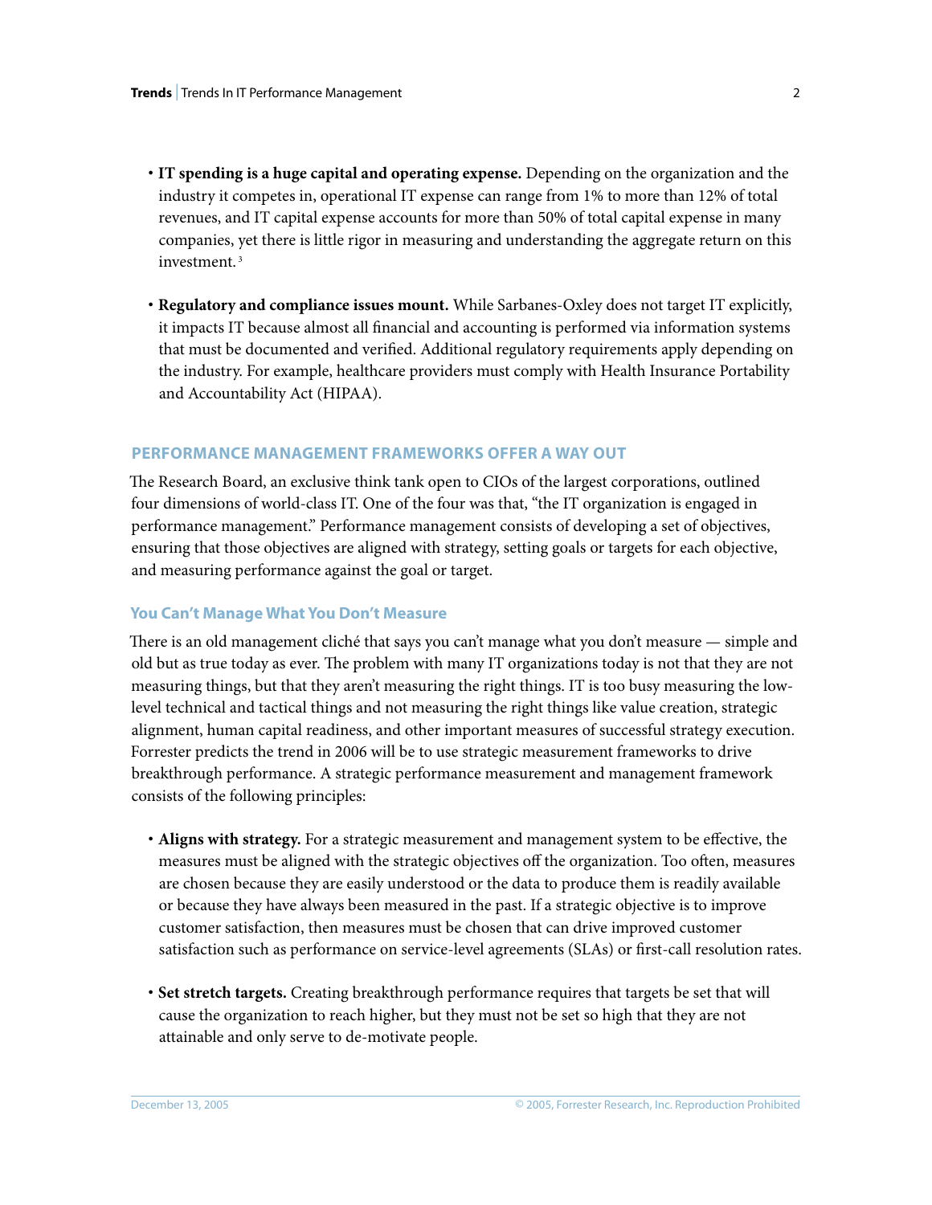- **IT spending is a huge capital and operating expense.** Depending on the organization and the industry it competes in, operational IT expense can range from 1% to more than 12% of total revenues, and IT capital expense accounts for more than 50% of total capital expense in many companies, yet there is little rigor in measuring and understanding the aggregate return on this investment.[3]

- **Regulatory and compliance issues mount.** While Sarbanes-Oxley does not target IT explicitly, it impacts IT because almost all financial and accounting is performed via information systems that must be documented and verified. Additional regulatory requirements apply depending on the industry. For example, healthcare providers must comply with Health Insurance Portability and Accountability Act (HIPAA).

## PERFORMANCE MANAGEMENT FRAMEWORKS OFFER A WAY OUT

The Research Board, an exclusive think tank open to CIOs of the largest corporations, outlined four dimensions of world-class IT. One of the four was that, "the IT organization is engaged in performance management." Performance management consists of developing a set of objectives, ensuring that those objectives are aligned with strategy, setting goals or targets for each objective, and measuring performance against the goal or target.

### You Can't Manage What You Don't Measure

There is an old management cliché that says you can't manage what you don't measure — simple and old but as true today as ever. The problem with many IT organizations today is not that they are not measuring things, but that they aren't measuring the right things. IT is too busy measuring the low-level technical and tactical things and not measuring the right things like value creation, strategic alignment, human capital readiness, and other important measures of successful strategy execution. Forrester predicts the trend in 2006 will be to use strategic measurement frameworks to drive breakthrough performance. A strategic performance measurement and management framework consists of the following principles:

- **Aligns with strategy.** For a strategic measurement and management system to be effective, the measures must be aligned with the strategic objectives off the organization. Too often, measures are chosen because they are easily understood or the data to produce them is readily available or because they have always been measured in the past. If a strategic objective is to improve customer satisfaction, then measures must be chosen that can drive improved customer satisfaction such as performance on service-level agreements (SLAs) or first-call resolution rates.

- **Set stretch targets.** Creating breakthrough performance requires that targets be set that will cause the organization to reach higher, but they must not be set so high that they are not attainable and only serve to de-motivate people.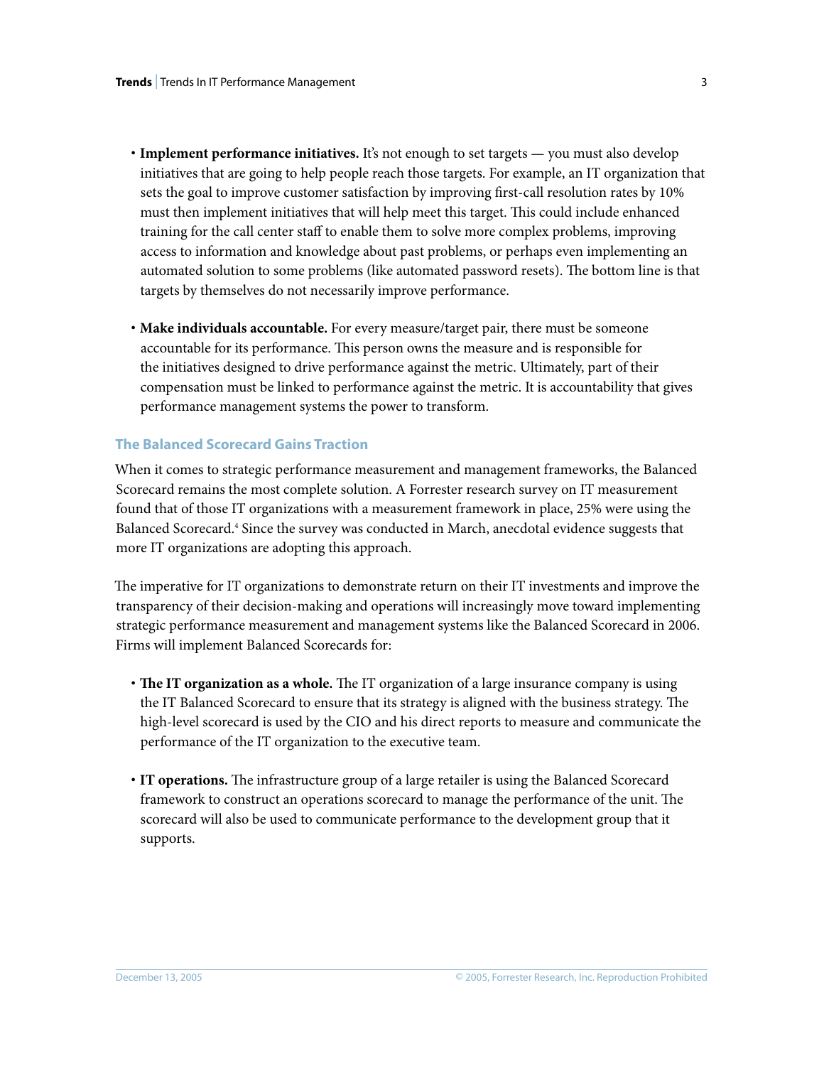- **Implement performance initiatives.** It's not enough to set targets — you must also develop initiatives that are going to help people reach those targets. For example, an IT organization that sets the goal to improve customer satisfaction by improving first-call resolution rates by 10% must then implement initiatives that will help meet this target. This could include enhanced training for the call center staff to enable them to solve more complex problems, improving access to information and knowledge about past problems, or perhaps even implementing an automated solution to some problems (like automated password resets). The bottom line is that targets by themselves do not necessarily improve performance.

- **Make individuals accountable.** For every measure/target pair, there must be someone accountable for its performance. This person owns the measure and is responsible for the initiatives designed to drive performance against the metric. Ultimately, part of their compensation must be linked to performance against the metric. It is accountability that gives performance management systems the power to transform.

### The Balanced Scorecard Gains Traction

When it comes to strategic performance measurement and management frameworks, the Balanced Scorecard remains the most complete solution. A Forrester research survey on IT measurement found that of those IT organizations with a measurement framework in place, 25% were using the Balanced Scorecard.[4] Since the survey was conducted in March, anecdotal evidence suggests that more IT organizations are adopting this approach.

The imperative for IT organizations to demonstrate return on their IT investments and improve the transparency of their decision-making and operations will increasingly move toward implementing strategic performance measurement and management systems like the Balanced Scorecard in 2006. Firms will implement Balanced Scorecards for:

- **The IT organization as a whole.** The IT organization of a large insurance company is using the IT Balanced Scorecard to ensure that its strategy is aligned with the business strategy. The high-level scorecard is used by the CIO and his direct reports to measure and communicate the performance of the IT organization to the executive team.

- **IT operations.** The infrastructure group of a large retailer is using the Balanced Scorecard framework to construct an operations scorecard to manage the performance of the unit. The scorecard will also be used to communicate performance to the development group that it supports.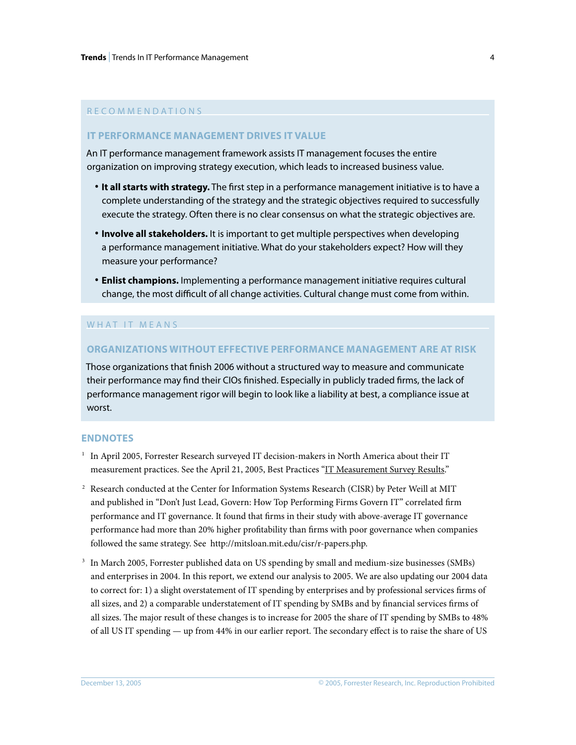## RECOMMENDATIONS

### IT PERFORMANCE MANAGEMENT DRIVES IT VALUE

An IT performance management framework assists IT management focuses the entire organization on improving strategy execution, which leads to increased business value.

- **It all starts with strategy.** The first step in a performance management initiative is to have a complete understanding of the strategy and the strategic objectives required to successfully execute the strategy. Often there is no clear consensus on what the strategic objectives are.
- **Involve all stakeholders.** It is important to get multiple perspectives when developing a performance management initiative. What do your stakeholders expect? How will they measure your performance?
- **Enlist champions.** Implementing a performance management initiative requires cultural change, the most difficult of all change activities. Cultural change must come from within.

## WHAT IT MEANS

### ORGANIZATIONS WITHOUT EFFECTIVE PERFORMANCE MANAGEMENT ARE AT RISK

Those organizations that finish 2006 without a structured way to measure and communicate their performance may find their CIOs finished. Especially in publicly traded firms, the lack of performance management rigor will begin to look like a liability at best, a compliance issue at worst.

## ENDNOTES

[1] In April 2005, Forrester Research surveyed IT decision-makers in North America about their IT measurement practices. See the April 21, 2005, Best Practices "IT Measurement Survey Results."

[2] Research conducted at the Center for Information Systems Research (CISR) by Peter Weill at MIT and published in "Don't Just Lead, Govern: How Top Performing Firms Govern IT" correlated firm performance and IT governance. It found that firms in their study with above-average IT governance performance had more than 20% higher profitability than firms with poor governance when companies followed the same strategy. See http://mitsloan.mit.edu/cisr/r-papers.php.

[3] In March 2005, Forrester published data on US spending by small and medium-size businesses (SMBs) and enterprises in 2004. In this report, we extend our analysis to 2005. We are also updating our 2004 data to correct for: 1) a slight overstatement of IT spending by enterprises and by professional services firms of all sizes, and 2) a comparable understatement of IT spending by SMBs and by financial services firms of all sizes. The major result of these changes is to increase for 2005 the share of IT spending by SMBs to 48% of all US IT spending — up from 44% in our earlier report. The secondary effect is to raise the share of US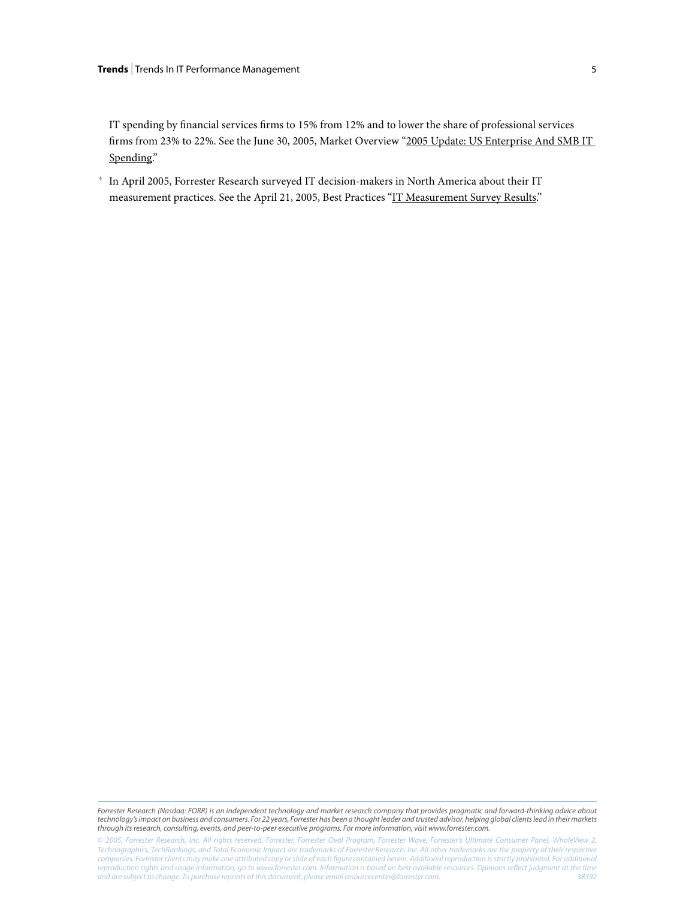IT spending by financial services firms to 15% from 12% and to lower the share of professional services firms from 23% to 22%. See the June 30, 2005, Market Overview "2005 Update: US Enterprise And SMB IT Spending."

[4] In April 2005, Forrester Research surveyed IT decision-makers in North America about their IT measurement practices. See the April 21, 2005, Best Practices "IT Measurement Survey Results."

*Forrester Research (Nasdaq: FORR) is an independent technology and market research company that provides pragmatic and forward-thinking advice about technology's impact on business and consumers. For 22 years, Forrester has been a thought leader and trusted advisor, helping global clients lead in their markets through its research, consulting, events, and peer-to-peer executive programs. For more information, visit www.forrester.com.*

*© 2005, Forrester Research, Inc. All rights reserved. Forrester, Forrester Oval Program, Forrester Wave, Forrester's Ultimate Consumer Panel, WholeView 2, Technographics, TechRankings, and Total Economic Impact are trademarks of Forrester Research, Inc. All other trademarks are the property of their respective companies. Forrester clients may make one attributed copy or slide of each figure contained herein. Additional reproduction is strictly prohibited. For additional reproduction rights and usage information, go to www.forrester.com. Information is based on best available resources. Opinions reflect judgment at the time and are subject to change. To purchase reprints of this document, please email resourcecenter@forrester.com. 38392*